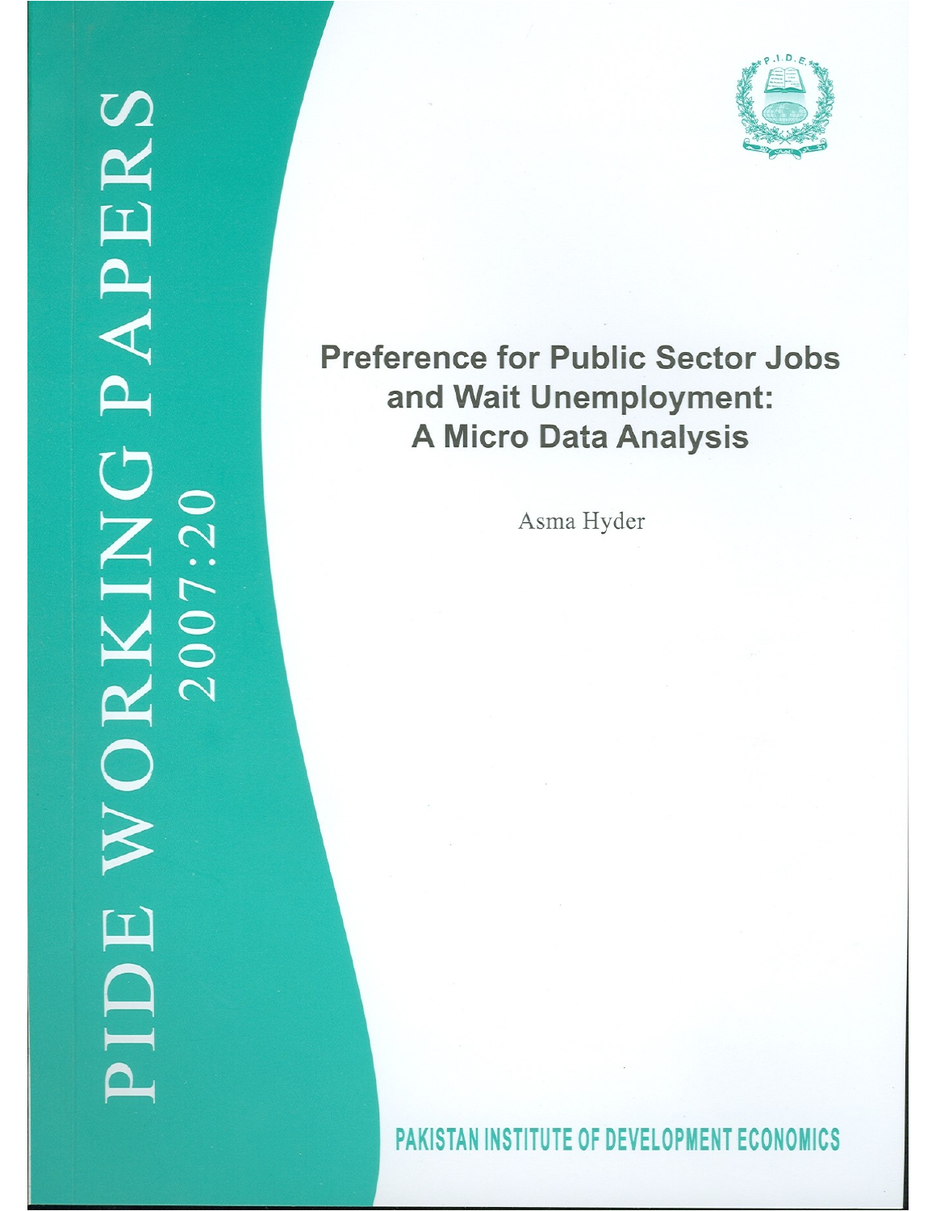PIDE WORKING PAPERS 2007:20

# Preference for Public Sector Jobs and Wait Unemployment: A Micro Data Analysis

Asma Hyder

PAKISTAN INSTITUTE OF DEVELOPMENT ECONOMICS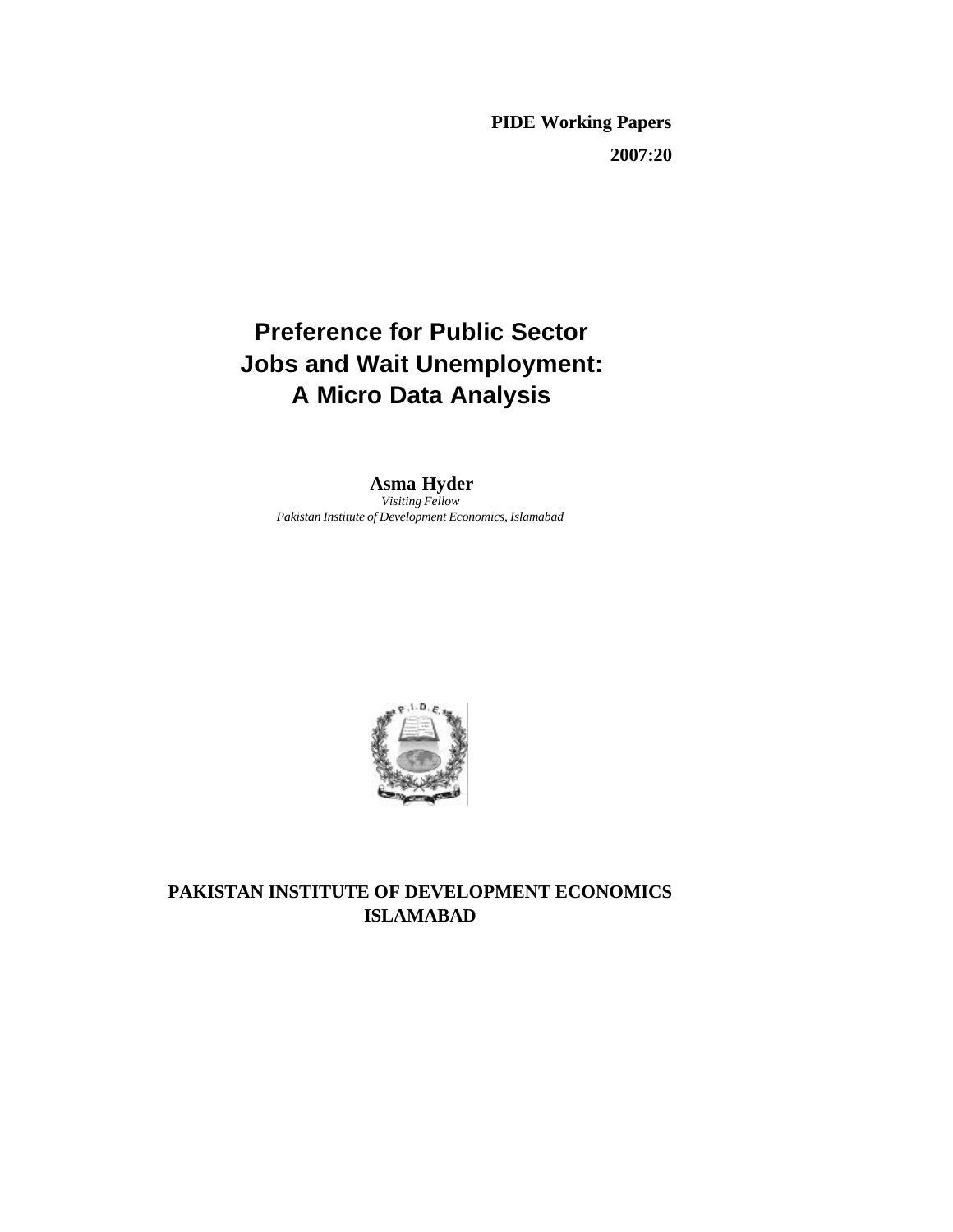**PIDE Working Papers**

**2007:20**

# Preference for Public Sector Jobs and Wait Unemployment: A Micro Data Analysis

**Asma Hyder**

*Visiting Fellow*

*Pakistan Institute of Development Economics, Islamabad*

**PAKISTAN INSTITUTE OF DEVELOPMENT ECONOMICS ISLAMABAD**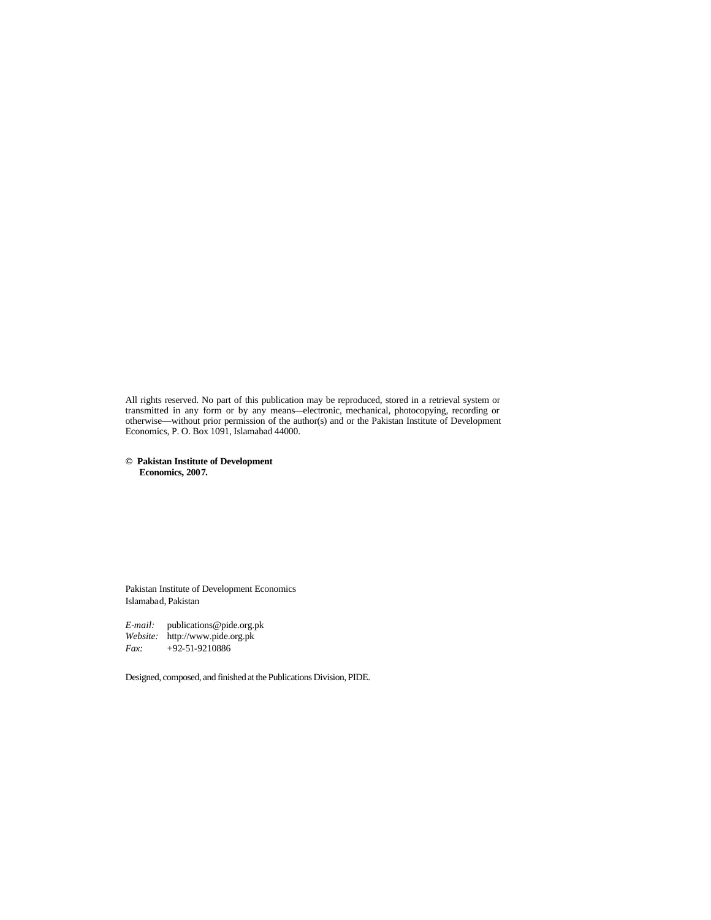All rights reserved. No part of this publication may be reproduced, stored in a retrieval system or transmitted in any form or by any means—electronic, mechanical, photocopying, recording or otherwise—without prior permission of the author(s) and or the Pakistan Institute of Development Economics, P. O. Box 1091, Islamabad 44000.

**© Pakistan Institute of Development Economics, 2007.**

Pakistan Institute of Development Economics
Islamabad, Pakistan

*E-mail:* publications@pide.org.pk
*Website:* http://www.pide.org.pk
*Fax:* +92-51-9210886

Designed, composed, and finished at the Publications Division, PIDE.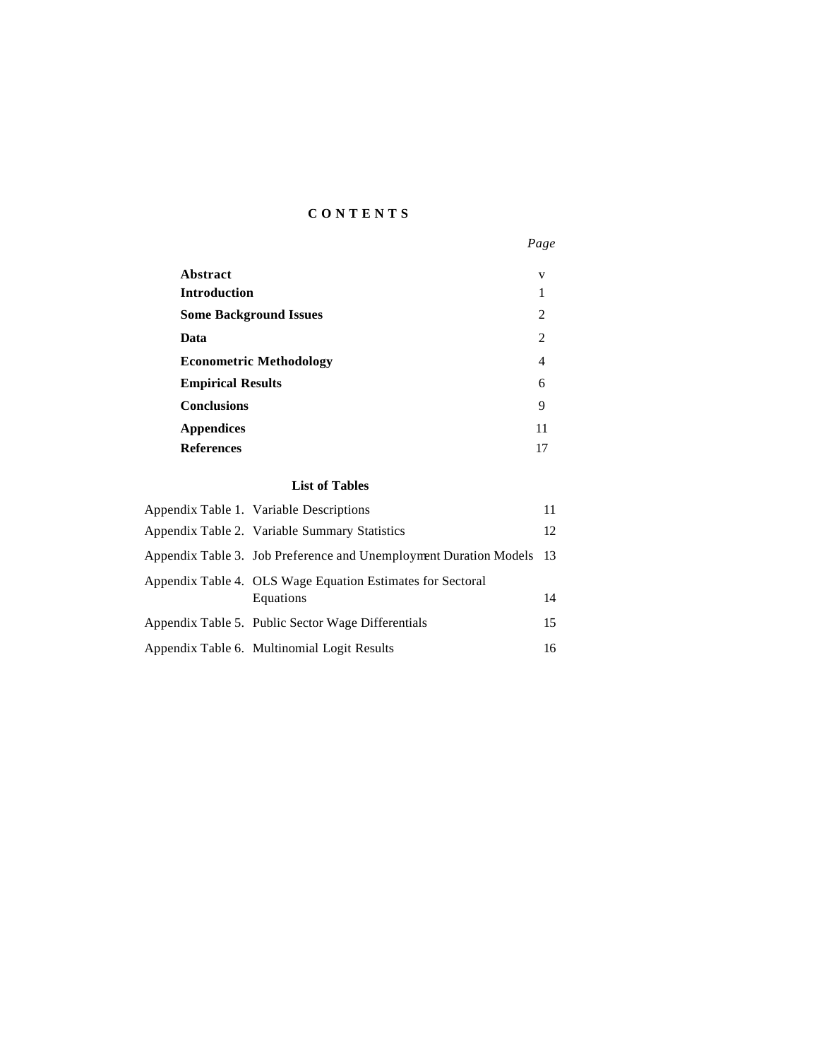# CONTENTS

| | *Page* |
|---|---|
| **Abstract** | v |
| **Introduction** | 1 |
| **Some Background Issues** | 2 |
| **Data** | 2 |
| **Econometric Methodology** | 4 |
| **Empirical Results** | 6 |
| **Conclusions** | 9 |
| **Appendices** | 11 |
| **References** | 17 |

## List of Tables

| | | |
|---|---|---|
| Appendix Table 1. | Variable Descriptions | 11 |
| Appendix Table 2. | Variable Summary Statistics | 12 |
| Appendix Table 3. | Job Preference and Unemployment Duration Models | 13 |
| Appendix Table 4. | OLS Wage Equation Estimates for Sectoral Equations | 14 |
| Appendix Table 5. | Public Sector Wage Differentials | 15 |
| Appendix Table 6. | Multinomial Logit Results | 16 |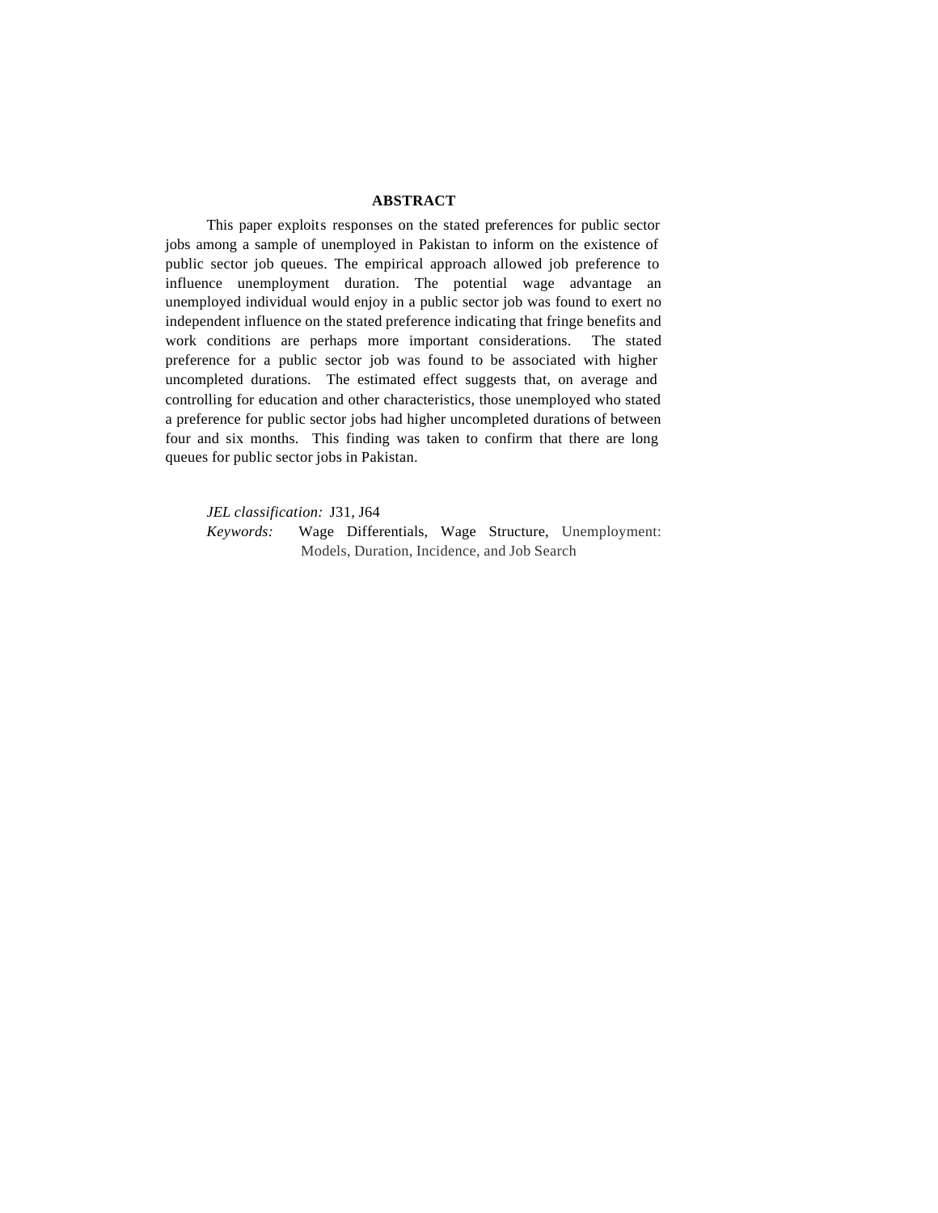## ABSTRACT

This paper exploits responses on the stated preferences for public sector jobs among a sample of unemployed in Pakistan to inform on the existence of public sector job queues. The empirical approach allowed job preference to influence unemployment duration. The potential wage advantage an unemployed individual would enjoy in a public sector job was found to exert no independent influence on the stated preference indicating that fringe benefits and work conditions are perhaps more important considerations. The stated preference for a public sector job was found to be associated with higher uncompleted durations. The estimated effect suggests that, on average and controlling for education and other characteristics, those unemployed who stated a preference for public sector jobs had higher uncompleted durations of between four and six months. This finding was taken to confirm that there are long queues for public sector jobs in Pakistan.

*JEL classification:* J31, J64

*Keywords:* Wage Differentials, Wage Structure, Unemployment: Models, Duration, Incidence, and Job Search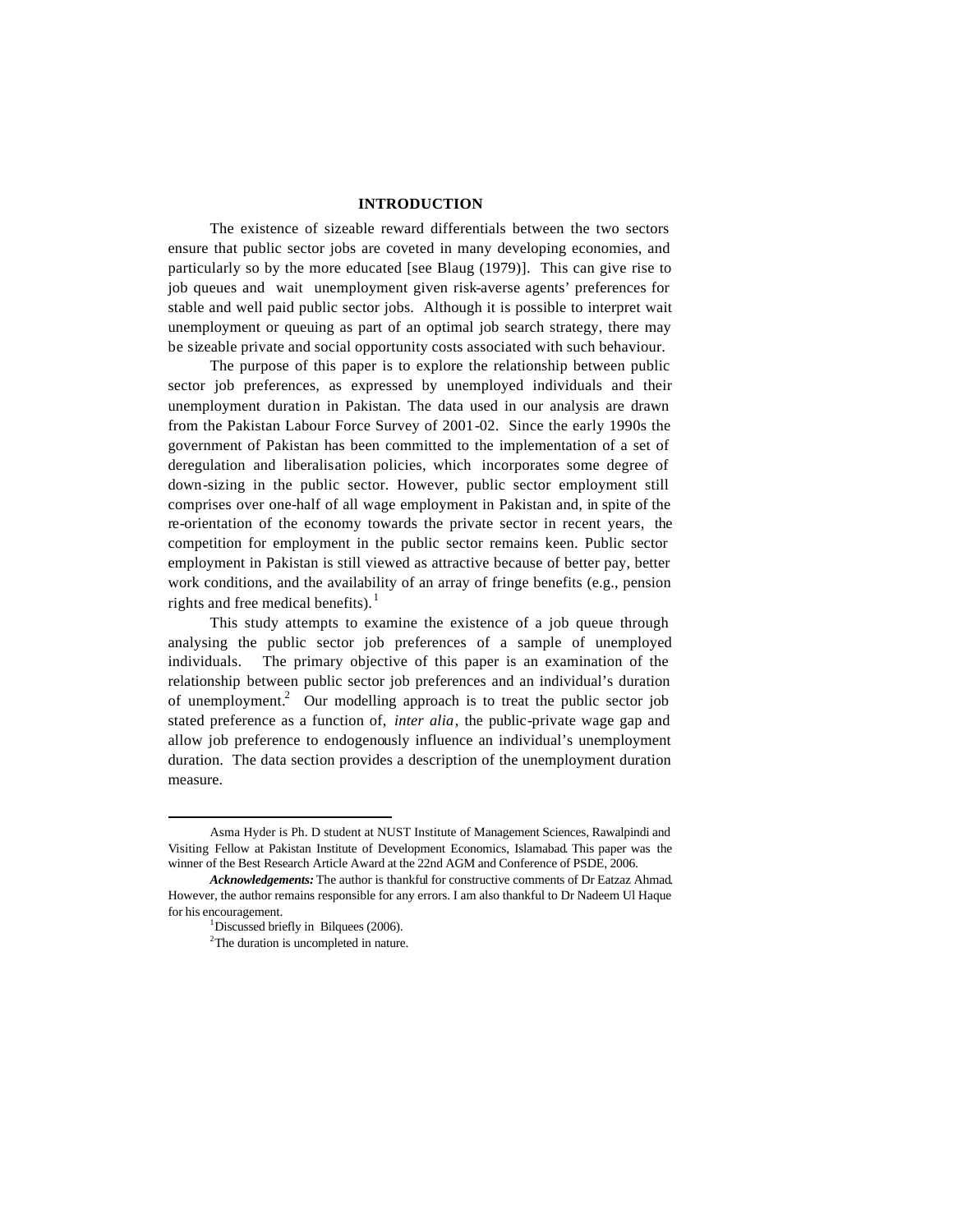## INTRODUCTION

The existence of sizeable reward differentials between the two sectors ensure that public sector jobs are coveted in many developing economies, and particularly so by the more educated [see Blaug (1979)]. This can give rise to job queues and wait unemployment given risk-averse agents' preferences for stable and well paid public sector jobs. Although it is possible to interpret wait unemployment or queuing as part of an optimal job search strategy, there may be sizeable private and social opportunity costs associated with such behaviour.

The purpose of this paper is to explore the relationship between public sector job preferences, as expressed by unemployed individuals and their unemployment duration in Pakistan. The data used in our analysis are drawn from the Pakistan Labour Force Survey of 2001-02. Since the early 1990s the government of Pakistan has been committed to the implementation of a set of deregulation and liberalisation policies, which incorporates some degree of down-sizing in the public sector. However, public sector employment still comprises over one-half of all wage employment in Pakistan and, in spite of the re-orientation of the economy towards the private sector in recent years, the competition for employment in the public sector remains keen. Public sector employment in Pakistan is still viewed as attractive because of better pay, better work conditions, and the availability of an array of fringe benefits (e.g., pension rights and free medical benefits).[1]

This study attempts to examine the existence of a job queue through analysing the public sector job preferences of a sample of unemployed individuals. The primary objective of this paper is an examination of the relationship between public sector job preferences and an individual's duration of unemployment.[2] Our modelling approach is to treat the public sector job stated preference as a function of, *inter alia*, the public-private wage gap and allow job preference to endogenously influence an individual's unemployment duration. The data section provides a description of the unemployment duration measure.

---

Asma Hyder is Ph. D student at NUST Institute of Management Sciences, Rawalpindi and Visiting Fellow at Pakistan Institute of Development Economics, Islamabad. This paper was the winner of the Best Research Article Award at the 22nd AGM and Conference of PSDE, 2006.

***Acknowledgements:*** The author is thankful for constructive comments of Dr Eatzaz Ahmad. However, the author remains responsible for any errors. I am also thankful to Dr Nadeem Ul Haque for his encouragement.

[1] Discussed briefly in Bilquees (2006).

[2] The duration is uncompleted in nature.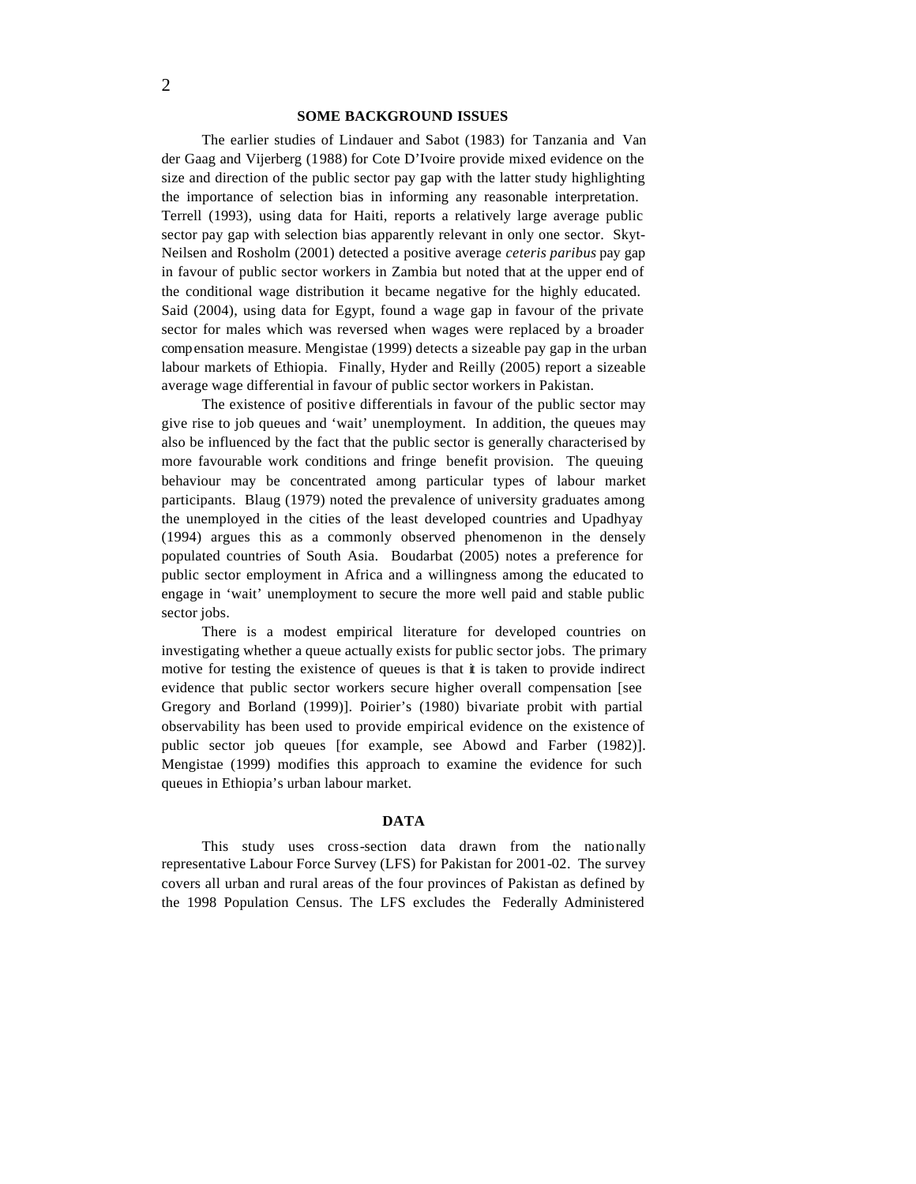## SOME BACKGROUND ISSUES

The earlier studies of Lindauer and Sabot (1983) for Tanzania and Van der Gaag and Vijerberg (1988) for Cote D'Ivoire provide mixed evidence on the size and direction of the public sector pay gap with the latter study highlighting the importance of selection bias in informing any reasonable interpretation. Terrell (1993), using data for Haiti, reports a relatively large average public sector pay gap with selection bias apparently relevant in only one sector. Skyt-Neilsen and Rosholm (2001) detected a positive average *ceteris paribus* pay gap in favour of public sector workers in Zambia but noted that at the upper end of the conditional wage distribution it became negative for the highly educated. Said (2004), using data for Egypt, found a wage gap in favour of the private sector for males which was reversed when wages were replaced by a broader compensation measure. Mengistae (1999) detects a sizeable pay gap in the urban labour markets of Ethiopia. Finally, Hyder and Reilly (2005) report a sizeable average wage differential in favour of public sector workers in Pakistan.

The existence of positive differentials in favour of the public sector may give rise to job queues and 'wait' unemployment. In addition, the queues may also be influenced by the fact that the public sector is generally characterised by more favourable work conditions and fringe benefit provision. The queuing behaviour may be concentrated among particular types of labour market participants. Blaug (1979) noted the prevalence of university graduates among the unemployed in the cities of the least developed countries and Upadhyay (1994) argues this as a commonly observed phenomenon in the densely populated countries of South Asia. Boudarbat (2005) notes a preference for public sector employment in Africa and a willingness among the educated to engage in 'wait' unemployment to secure the more well paid and stable public sector jobs.

There is a modest empirical literature for developed countries on investigating whether a queue actually exists for public sector jobs. The primary motive for testing the existence of queues is that it is taken to provide indirect evidence that public sector workers secure higher overall compensation [see Gregory and Borland (1999)]. Poirier's (1980) bivariate probit with partial observability has been used to provide empirical evidence on the existence of public sector job queues [for example, see Abowd and Farber (1982)]. Mengistae (1999) modifies this approach to examine the evidence for such queues in Ethiopia's urban labour market.

## DATA

This study uses cross-section data drawn from the nationally representative Labour Force Survey (LFS) for Pakistan for 2001-02. The survey covers all urban and rural areas of the four provinces of Pakistan as defined by the 1998 Population Census. The LFS excludes the Federally Administered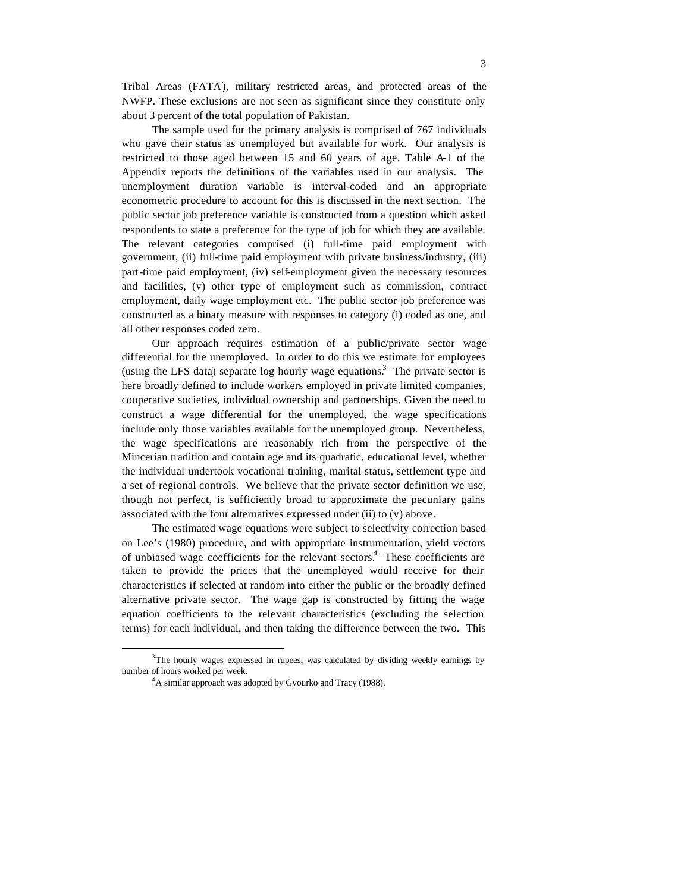Tribal Areas (FATA), military restricted areas, and protected areas of the NWFP. These exclusions are not seen as significant since they constitute only about 3 percent of the total population of Pakistan.

The sample used for the primary analysis is comprised of 767 individuals who gave their status as unemployed but available for work. Our analysis is restricted to those aged between 15 and 60 years of age. Table A-1 of the Appendix reports the definitions of the variables used in our analysis. The unemployment duration variable is interval-coded and an appropriate econometric procedure to account for this is discussed in the next section. The public sector job preference variable is constructed from a question which asked respondents to state a preference for the type of job for which they are available. The relevant categories comprised (i) full-time paid employment with government, (ii) full-time paid employment with private business/industry, (iii) part-time paid employment, (iv) self-employment given the necessary resources and facilities, (v) other type of employment such as commission, contract employment, daily wage employment etc. The public sector job preference was constructed as a binary measure with responses to category (i) coded as one, and all other responses coded zero.

Our approach requires estimation of a public/private sector wage differential for the unemployed. In order to do this we estimate for employees (using the LFS data) separate log hourly wage equations.[3] The private sector is here broadly defined to include workers employed in private limited companies, cooperative societies, individual ownership and partnerships. Given the need to construct a wage differential for the unemployed, the wage specifications include only those variables available for the unemployed group. Nevertheless, the wage specifications are reasonably rich from the perspective of the Mincerian tradition and contain age and its quadratic, educational level, whether the individual undertook vocational training, marital status, settlement type and a set of regional controls. We believe that the private sector definition we use, though not perfect, is sufficiently broad to approximate the pecuniary gains associated with the four alternatives expressed under (ii) to (v) above.

The estimated wage equations were subject to selectivity correction based on Lee's (1980) procedure, and with appropriate instrumentation, yield vectors of unbiased wage coefficients for the relevant sectors.[4] These coefficients are taken to provide the prices that the unemployed would receive for their characteristics if selected at random into either the public or the broadly defined alternative private sector. The wage gap is constructed by fitting the wage equation coefficients to the relevant characteristics (excluding the selection terms) for each individual, and then taking the difference between the two. This

---

[3]The hourly wages expressed in rupees, was calculated by dividing weekly earnings by number of hours worked per week.

[4]A similar approach was adopted by Gyourko and Tracy (1988).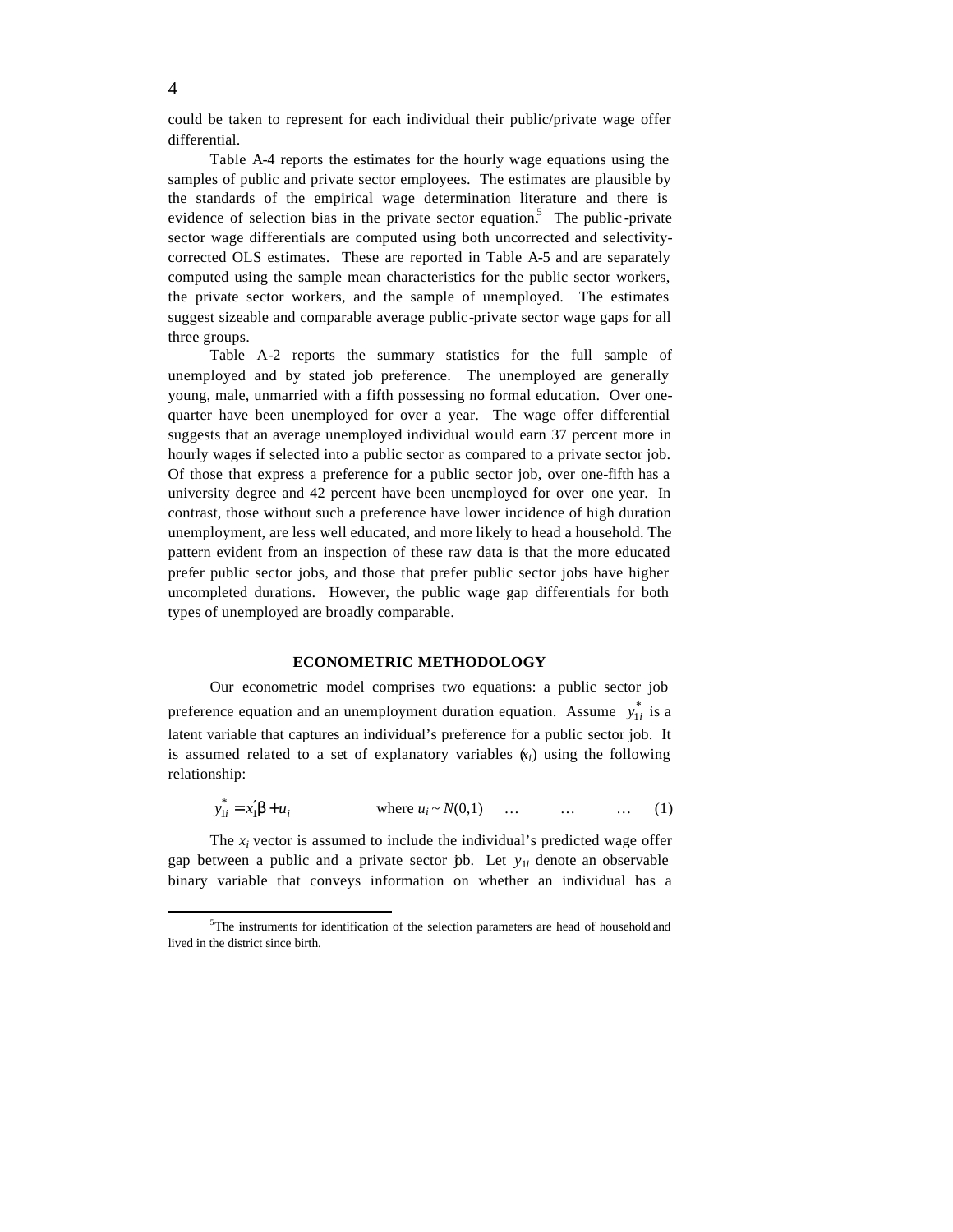could be taken to represent for each individual their public/private wage offer differential.

Table A-4 reports the estimates for the hourly wage equations using the samples of public and private sector employees. The estimates are plausible by the standards of the empirical wage determination literature and there is evidence of selection bias in the private sector equation.[5] The public-private sector wage differentials are computed using both uncorrected and selectivity-corrected OLS estimates. These are reported in Table A-5 and are separately computed using the sample mean characteristics for the public sector workers, the private sector workers, and the sample of unemployed. The estimates suggest sizeable and comparable average public-private sector wage gaps for all three groups.

Table A-2 reports the summary statistics for the full sample of unemployed and by stated job preference. The unemployed are generally young, male, unmarried with a fifth possessing no formal education. Over one-quarter have been unemployed for over a year. The wage offer differential suggests that an average unemployed individual would earn 37 percent more in hourly wages if selected into a public sector as compared to a private sector job. Of those that express a preference for a public sector job, over one-fifth has a university degree and 42 percent have been unemployed for over one year. In contrast, those without such a preference have lower incidence of high duration unemployment, are less well educated, and more likely to head a household. The pattern evident from an inspection of these raw data is that the more educated prefer public sector jobs, and those that prefer public sector jobs have higher uncompleted durations. However, the public wage gap differentials for both types of unemployed are broadly comparable.

## ECONOMETRIC METHODOLOGY

Our econometric model comprises two equations: a public sector job preference equation and an unemployment duration equation. Assume $y_{1i}^{*}$ is a latent variable that captures an individual's preference for a public sector job. It is assumed related to a set of explanatory variables ($x_i$) using the following relationship:

$$y_{1i}^{*} = x_1'\beta + u_i \qquad \text{where } u_i \sim N(0,1) \quad \ldots \quad \ldots \quad \ldots \quad (1)$$

The $x_i$ vector is assumed to include the individual's predicted wage offer gap between a public and a private sector job. Let $y_{1i}$ denote an observable binary variable that conveys information on whether an individual has a

[5]The instruments for identification of the selection parameters are head of household and lived in the district since birth.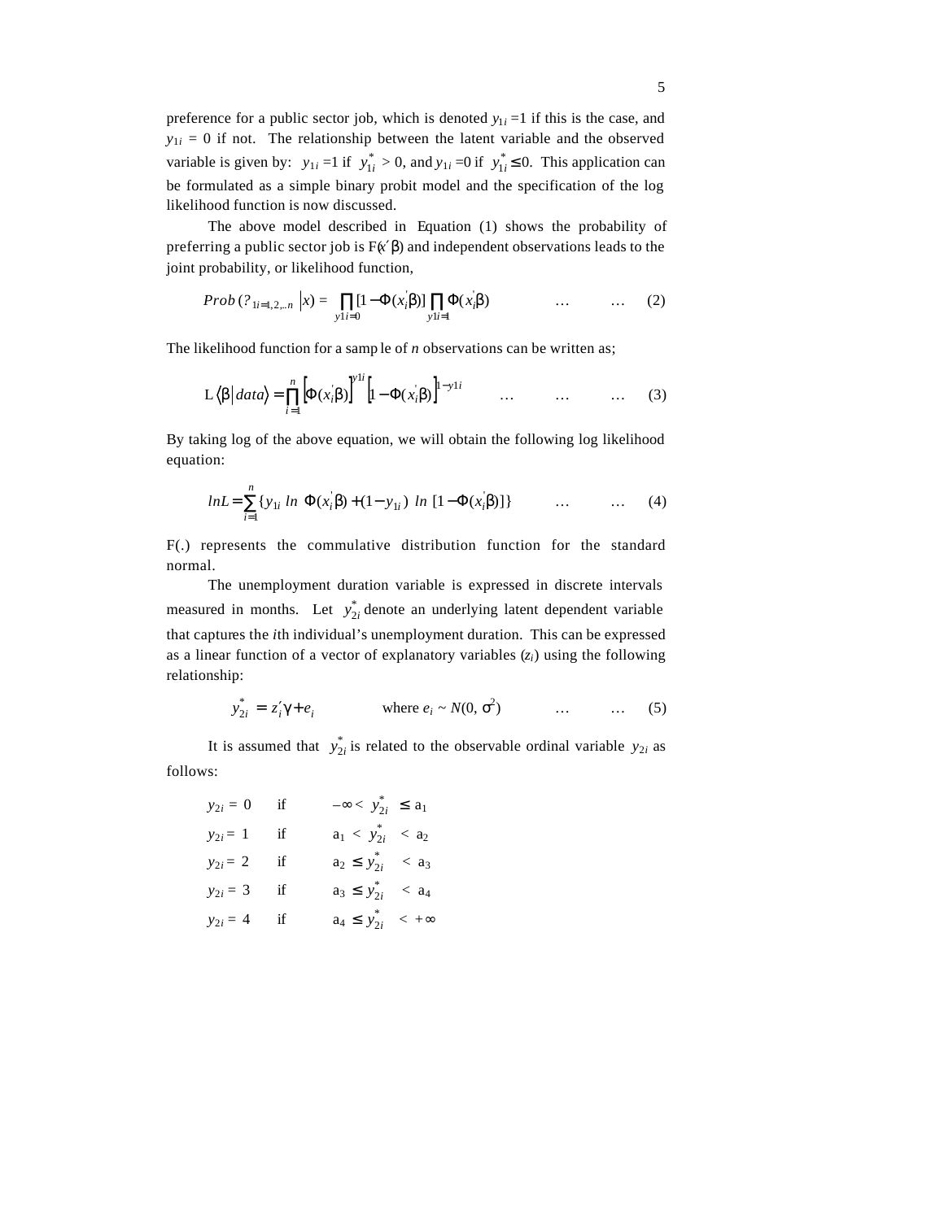preference for a public sector job, which is denoted $y_{1i} = 1$ if this is the case, and $y_{1i} = 0$ if not. The relationship between the latent variable and the observed variable is given by: $y_{1i} = 1$ if $y_{1i}^* > 0$, and $y_{1i} = 0$ if $y_{1i}^* \leq 0$. This application can be formulated as a simple binary probit model and the specification of the log likelihood function is now discussed.

The above model described in Equation (1) shows the probability of preferring a public sector job is $F(x'\beta)$ and independent observations leads to the joint probability, or likelihood function,

$$Prob\,(?_{1i=1,2,..n}\ |x) = \prod_{y1i=0}[1-\Phi(x_i^{'}\beta)]\prod_{y1i=1}\Phi(x_i^{'}\beta) \qquad \ldots \qquad \ldots \qquad (2)$$

The likelihood function for a sample of $n$ observations can be written as;

$$\mathrm{L}\langle\beta\,|\,data\rangle = \prod_{i=1}^{n}\left[\Phi(x_i^{'}\beta)\right]^{y1i}\left[1-\Phi(x_i^{'}\beta)\right]^{1-y1i} \qquad \ldots \qquad \ldots \qquad \ldots \qquad (3)$$

By taking log of the above equation, we will obtain the following log likelihood equation:

$$lnL = \sum_{i=1}^{n}\{y_{1i}\ ln\ \Phi(x_i^{'}\beta) + (1-y_{1i})\ ln\ [1-\Phi(x_i^{'}\beta)]\} \qquad \ldots \qquad \ldots \qquad (4)$$

F(.) represents the commulative distribution function for the standard normal.

The unemployment duration variable is expressed in discrete intervals measured in months. Let $y_{2i}^*$ denote an underlying latent dependent variable that captures the $i$th individual's unemployment duration. This can be expressed as a linear function of a vector of explanatory variables ($z_i$) using the following relationship:

$$y_{2i}^* = z_i'\gamma + e_i \qquad \text{where } e_i \sim N(0, \sigma^2) \qquad \ldots \qquad \ldots \qquad (5)$$

It is assumed that $y_{2i}^*$ is related to the observable ordinal variable $y_{2i}$ as follows:

$$
\begin{array}{lll}
y_{2i} = 0 & \text{if} & -\infty < y_{2i}^* \leq \mathrm{a}_1 \\
y_{2i} = 1 & \text{if} & \mathrm{a}_1 < y_{2i}^* < \mathrm{a}_2 \\
y_{2i} = 2 & \text{if} & \mathrm{a}_2 \leq y_{2i}^* < \mathrm{a}_3 \\
y_{2i} = 3 & \text{if} & \mathrm{a}_3 \leq y_{2i}^* < \mathrm{a}_4 \\
y_{2i} = 4 & \text{if} & \mathrm{a}_4 \leq y_{2i}^* < +\infty
\end{array}
$$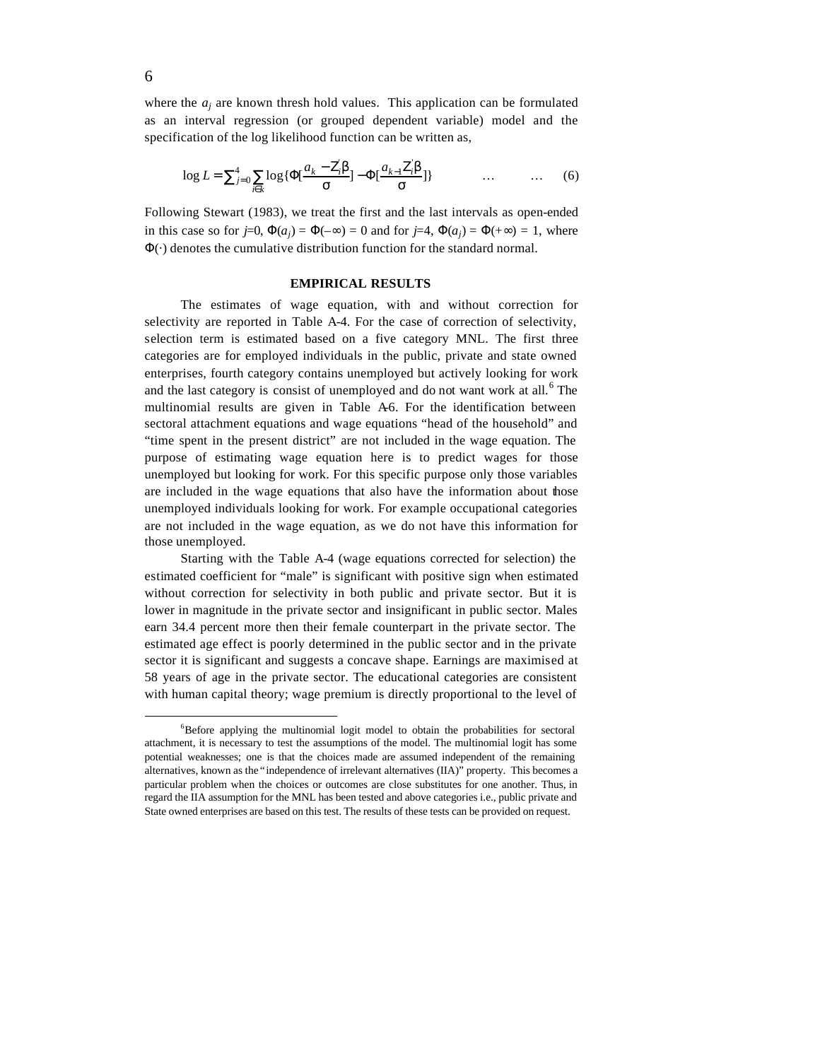where the $a_j$ are known thresh hold values. This application can be formulated as an interval regression (or grouped dependent variable) model and the specification of the log likelihood function can be written as,

$$\log L = \sum_{j=0}^{4} \sum_{i \in k} \log\{\Phi[\frac{a_k - Z_i^{'}\beta}{\sigma}] - \Phi[\frac{a_{k-1} Z_i^{'}\beta}{\sigma}]\} \qquad \ldots \qquad \ldots \qquad (6)$$

Following Stewart (1983), we treat the first and the last intervals as open-ended in this case so for $j$=0, $\Phi(a_j) = \Phi(-\infty) = 0$ and for $j$=4, $\Phi(a_j) = \Phi(+\infty) = 1$, where $\Phi(\cdot)$ denotes the cumulative distribution function for the standard normal.

## EMPIRICAL RESULTS

The estimates of wage equation, with and without correction for selectivity are reported in Table A-4. For the case of correction of selectivity, selection term is estimated based on a five category MNL. The first three categories are for employed individuals in the public, private and state owned enterprises, fourth category contains unemployed but actively looking for work and the last category is consist of unemployed and do not want work at all.[6] The multinomial results are given in Table A-6. For the identification between sectoral attachment equations and wage equations "head of the household" and "time spent in the present district" are not included in the wage equation. The purpose of estimating wage equation here is to predict wages for those unemployed but looking for work. For this specific purpose only those variables are included in the wage equations that also have the information about those unemployed individuals looking for work. For example occupational categories are not included in the wage equation, as we do not have this information for those unemployed.

Starting with the Table A-4 (wage equations corrected for selection) the estimated coefficient for "male" is significant with positive sign when estimated without correction for selectivity in both public and private sector. But it is lower in magnitude in the private sector and insignificant in public sector. Males earn 34.4 percent more then their female counterpart in the private sector. The estimated age effect is poorly determined in the public sector and in the private sector it is significant and suggests a concave shape. Earnings are maximised at 58 years of age in the private sector. The educational categories are consistent with human capital theory; wage premium is directly proportional to the level of

[6]Before applying the multinomial logit model to obtain the probabilities for sectoral attachment, it is necessary to test the assumptions of the model. The multinomial logit has some potential weaknesses; one is that the choices made are assumed independent of the remaining alternatives, known as the "independence of irrelevant alternatives (IIA)" property. This becomes a particular problem when the choices or outcomes are close substitutes for one another. Thus, in regard the IIA assumption for the MNL has been tested and above categories i.e., public private and State owned enterprises are based on this test. The results of these tests can be provided on request.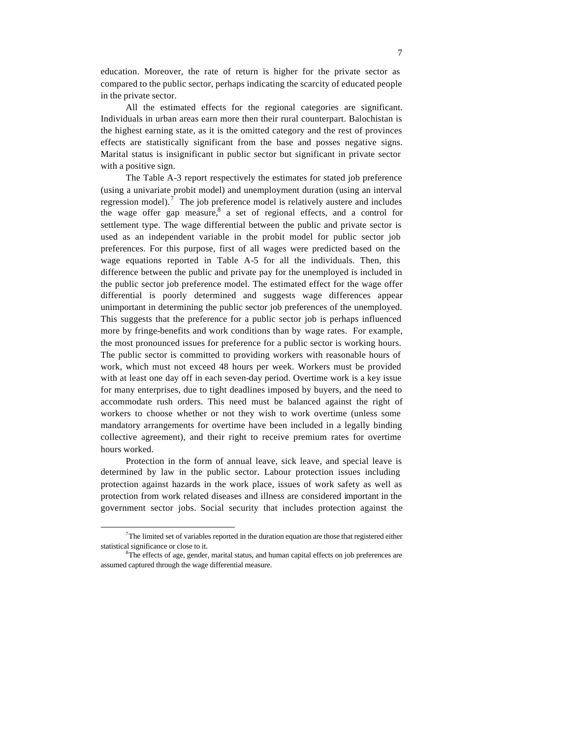education. Moreover, the rate of return is higher for the private sector as compared to the public sector, perhaps indicating the scarcity of educated people in the private sector.

All the estimated effects for the regional categories are significant. Individuals in urban areas earn more then their rural counterpart. Balochistan is the highest earning state, as it is the omitted category and the rest of provinces effects are statistically significant from the base and posses negative signs. Marital status is insignificant in public sector but significant in private sector with a positive sign.

The Table A-3 report respectively the estimates for stated job preference (using a univariate probit model) and unemployment duration (using an interval regression model).[7] The job preference model is relatively austere and includes the wage offer gap measure,[8] a set of regional effects, and a control for settlement type. The wage differential between the public and private sector is used as an independent variable in the probit model for public sector job preferences. For this purpose, first of all wages were predicted based on the wage equations reported in Table A-5 for all the individuals. Then, this difference between the public and private pay for the unemployed is included in the public sector job preference model. The estimated effect for the wage offer differential is poorly determined and suggests wage differences appear unimportant in determining the public sector job preferences of the unemployed. This suggests that the preference for a public sector job is perhaps influenced more by fringe-benefits and work conditions than by wage rates. For example, the most pronounced issues for preference for a public sector is working hours. The public sector is committed to providing workers with reasonable hours of work, which must not exceed 48 hours per week. Workers must be provided with at least one day off in each seven-day period. Overtime work is a key issue for many enterprises, due to tight deadlines imposed by buyers, and the need to accommodate rush orders. This need must be balanced against the right of workers to choose whether or not they wish to work overtime (unless some mandatory arrangements for overtime have been included in a legally binding collective agreement), and their right to receive premium rates for overtime hours worked.

Protection in the form of annual leave, sick leave, and special leave is determined by law in the public sector. Labour protection issues including protection against hazards in the work place, issues of work safety as well as protection from work related diseases and illness are considered important in the government sector jobs. Social security that includes protection against the

---

[7]The limited set of variables reported in the duration equation are those that registered either statistical significance or close to it.

[8]The effects of age, gender, marital status, and human capital effects on job preferences are assumed captured through the wage differential measure.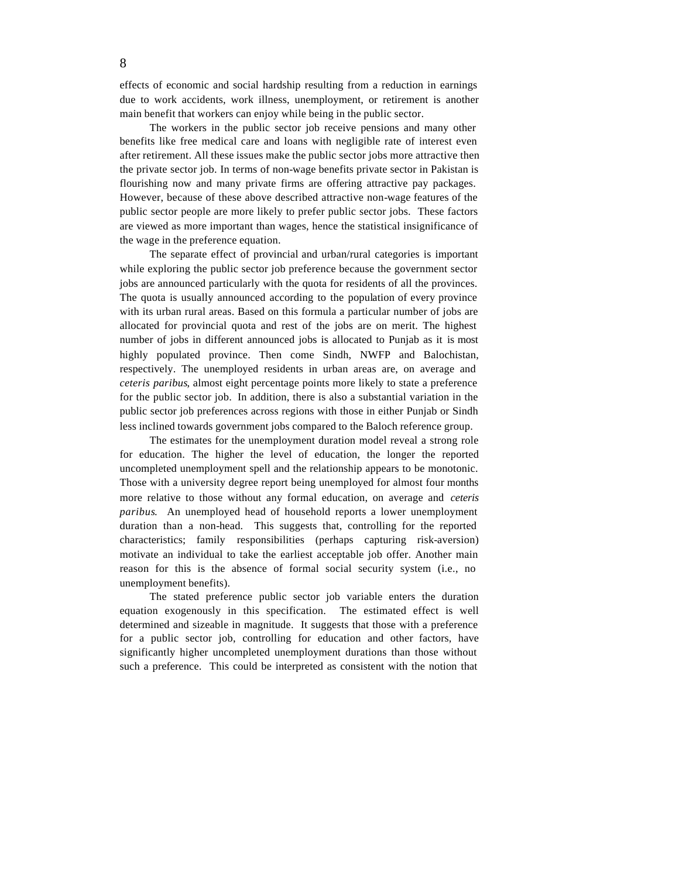effects of economic and social hardship resulting from a reduction in earnings due to work accidents, work illness, unemployment, or retirement is another main benefit that workers can enjoy while being in the public sector.

The workers in the public sector job receive pensions and many other benefits like free medical care and loans with negligible rate of interest even after retirement. All these issues make the public sector jobs more attractive then the private sector job. In terms of non-wage benefits private sector in Pakistan is flourishing now and many private firms are offering attractive pay packages. However, because of these above described attractive non-wage features of the public sector people are more likely to prefer public sector jobs. These factors are viewed as more important than wages, hence the statistical insignificance of the wage in the preference equation.

The separate effect of provincial and urban/rural categories is important while exploring the public sector job preference because the government sector jobs are announced particularly with the quota for residents of all the provinces. The quota is usually announced according to the population of every province with its urban rural areas. Based on this formula a particular number of jobs are allocated for provincial quota and rest of the jobs are on merit. The highest number of jobs in different announced jobs is allocated to Punjab as it is most highly populated province. Then come Sindh, NWFP and Balochistan, respectively. The unemployed residents in urban areas are, on average and *ceteris paribus*, almost eight percentage points more likely to state a preference for the public sector job. In addition, there is also a substantial variation in the public sector job preferences across regions with those in either Punjab or Sindh less inclined towards government jobs compared to the Baloch reference group.

The estimates for the unemployment duration model reveal a strong role for education. The higher the level of education, the longer the reported uncompleted unemployment spell and the relationship appears to be monotonic. Those with a university degree report being unemployed for almost four months more relative to those without any formal education, on average and *ceteris paribus*. An unemployed head of household reports a lower unemployment duration than a non-head. This suggests that, controlling for the reported characteristics; family responsibilities (perhaps capturing risk-aversion) motivate an individual to take the earliest acceptable job offer. Another main reason for this is the absence of formal social security system (i.e., no unemployment benefits).

The stated preference public sector job variable enters the duration equation exogenously in this specification. The estimated effect is well determined and sizeable in magnitude. It suggests that those with a preference for a public sector job, controlling for education and other factors, have significantly higher uncompleted unemployment durations than those without such a preference. This could be interpreted as consistent with the notion that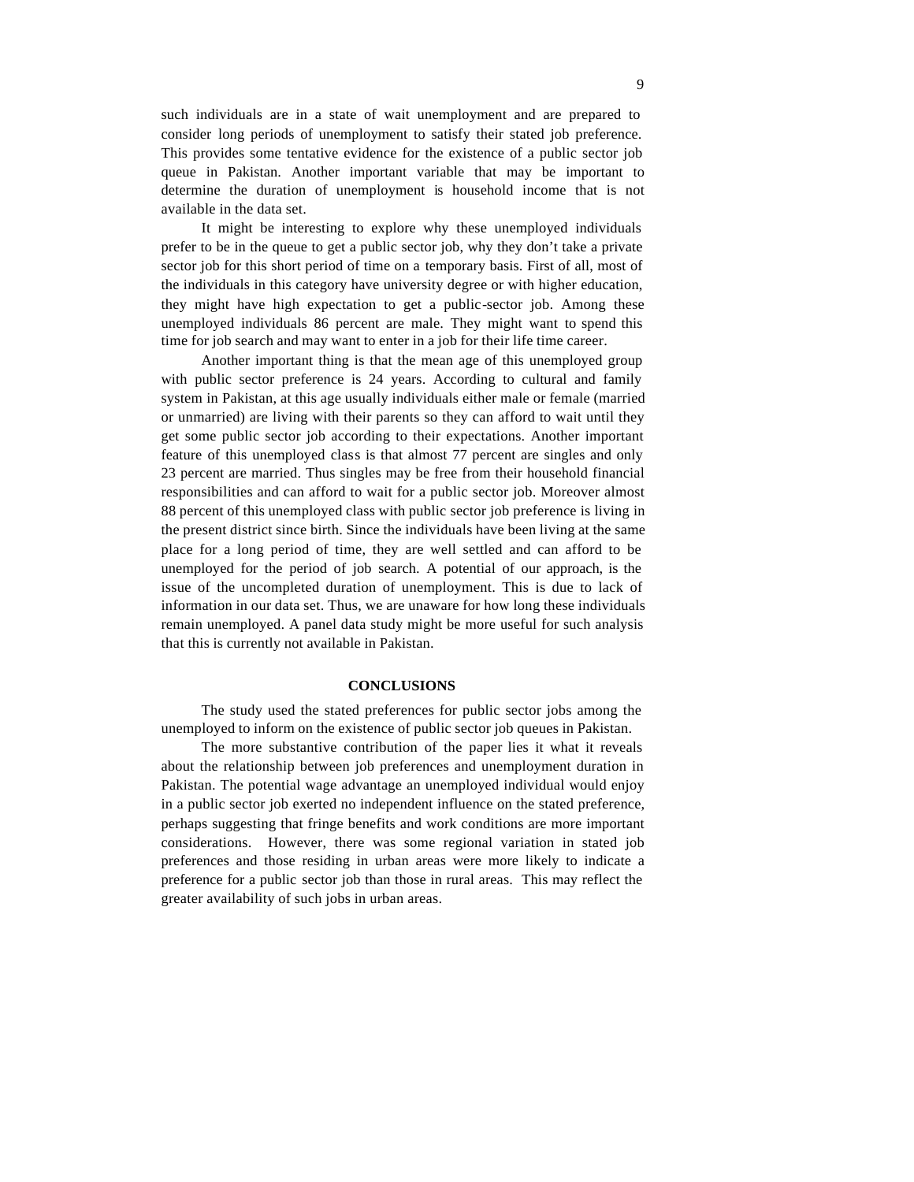such individuals are in a state of wait unemployment and are prepared to consider long periods of unemployment to satisfy their stated job preference. This provides some tentative evidence for the existence of a public sector job queue in Pakistan. Another important variable that may be important to determine the duration of unemployment is household income that is not available in the data set.

It might be interesting to explore why these unemployed individuals prefer to be in the queue to get a public sector job, why they don't take a private sector job for this short period of time on a temporary basis. First of all, most of the individuals in this category have university degree or with higher education, they might have high expectation to get a public-sector job. Among these unemployed individuals 86 percent are male. They might want to spend this time for job search and may want to enter in a job for their life time career.

Another important thing is that the mean age of this unemployed group with public sector preference is 24 years. According to cultural and family system in Pakistan, at this age usually individuals either male or female (married or unmarried) are living with their parents so they can afford to wait until they get some public sector job according to their expectations. Another important feature of this unemployed class is that almost 77 percent are singles and only 23 percent are married. Thus singles may be free from their household financial responsibilities and can afford to wait for a public sector job. Moreover almost 88 percent of this unemployed class with public sector job preference is living in the present district since birth. Since the individuals have been living at the same place for a long period of time, they are well settled and can afford to be unemployed for the period of job search. A potential of our approach, is the issue of the uncompleted duration of unemployment. This is due to lack of information in our data set. Thus, we are unaware for how long these individuals remain unemployed. A panel data study might be more useful for such analysis that this is currently not available in Pakistan.

## CONCLUSIONS

The study used the stated preferences for public sector jobs among the unemployed to inform on the existence of public sector job queues in Pakistan.

The more substantive contribution of the paper lies it what it reveals about the relationship between job preferences and unemployment duration in Pakistan. The potential wage advantage an unemployed individual would enjoy in a public sector job exerted no independent influence on the stated preference, perhaps suggesting that fringe benefits and work conditions are more important considerations. However, there was some regional variation in stated job preferences and those residing in urban areas were more likely to indicate a preference for a public sector job than those in rural areas. This may reflect the greater availability of such jobs in urban areas.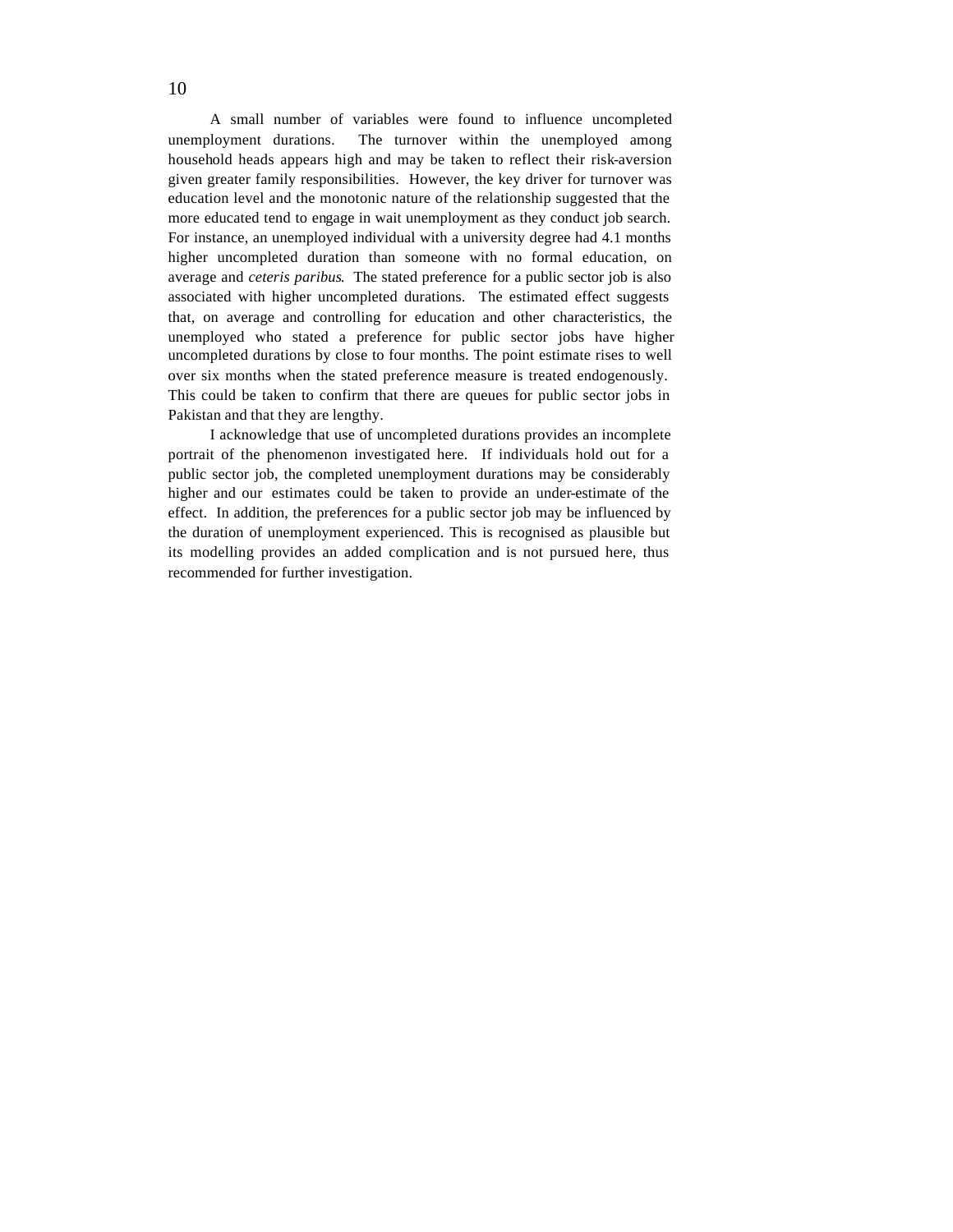A small number of variables were found to influence uncompleted unemployment durations. The turnover within the unemployed among household heads appears high and may be taken to reflect their risk-aversion given greater family responsibilities. However, the key driver for turnover was education level and the monotonic nature of the relationship suggested that the more educated tend to engage in wait unemployment as they conduct job search. For instance, an unemployed individual with a university degree had 4.1 months higher uncompleted duration than someone with no formal education, on average and *ceteris paribus*. The stated preference for a public sector job is also associated with higher uncompleted durations. The estimated effect suggests that, on average and controlling for education and other characteristics, the unemployed who stated a preference for public sector jobs have higher uncompleted durations by close to four months. The point estimate rises to well over six months when the stated preference measure is treated endogenously. This could be taken to confirm that there are queues for public sector jobs in Pakistan and that they are lengthy.

I acknowledge that use of uncompleted durations provides an incomplete portrait of the phenomenon investigated here. If individuals hold out for a public sector job, the completed unemployment durations may be considerably higher and our estimates could be taken to provide an under-estimate of the effect. In addition, the preferences for a public sector job may be influenced by the duration of unemployment experienced. This is recognised as plausible but its modelling provides an added complication and is not pursued here, thus recommended for further investigation.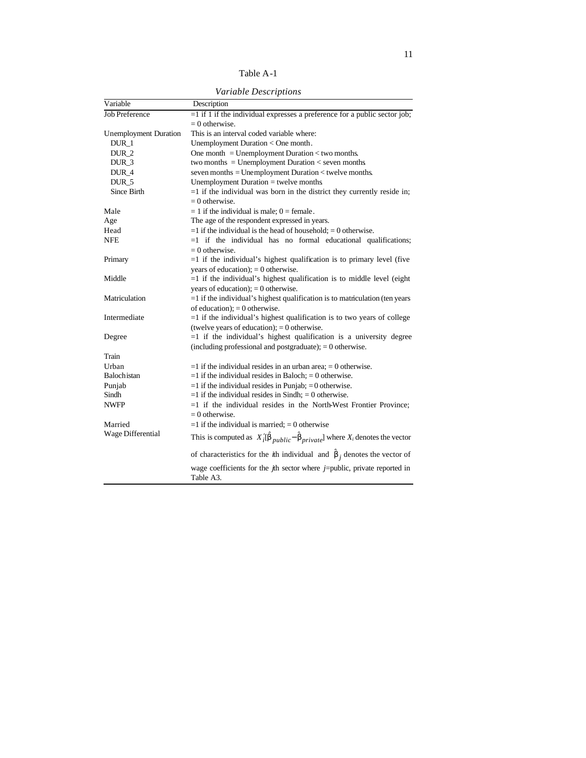Table A-1

*Variable Descriptions*

| Variable | Description |
|---|---|
| Job Preference | =1 if 1 if the individual expresses a preference for a public sector job; = 0 otherwise. |
| Unemployment Duration | This is an interval coded variable where: |
| DUR_1 | Unemployment Duration < One month. |
| DUR_2 | One month = Unemployment Duration < two months. |
| DUR_3 | two months = Unemployment Duration < seven months. |
| DUR_4 | seven months = Unemployment Duration < twelve months. |
| DUR_5 | Unemployment Duration = twelve months. |
| Since Birth | =1 if the individual was born in the district they currently reside in; = 0 otherwise. |
| Male | = 1 if the individual is male; 0 = female. |
| Age | The age of the respondent expressed in years. |
| Head | =1 if the individual is the head of household; = 0 otherwise. |
| NFE | =1 if the individual has no formal educational qualifications; = 0 otherwise. |
| Primary | =1 if the individual's highest qualification is to primary level (five years of education); = 0 otherwise. |
| Middle | =1 if the individual's highest qualification is to middle level (eight years of education); = 0 otherwise. |
| Matriculation | =1 if the individual's highest qualification is to matriculation (ten years of education); = 0 otherwise. |
| Intermediate | =1 if the individual's highest qualification is to two years of college (twelve years of education); = 0 otherwise. |
| Degree | =1 if the individual's highest qualification is a university degree (including professional and postgraduate); = 0 otherwise. |
| Train | |
| Urban | =1 if the individual resides in an urban area; = 0 otherwise. |
| Balochistan | =1 if the individual resides in Baloch; = 0 otherwise. |
| Punjab | =1 if the individual resides in Punjab; = 0 otherwise. |
| Sindh | =1 if the individual resides in Sindh; = 0 otherwise. |
| NWFP | =1 if the individual resides in the North-West Frontier Province; = 0 otherwise. |
| Married | =1 if the individual is married; = 0 otherwise |
| Wage Differential | This is computed as $X_i'[\hat{\beta}_{public} - \hat{\beta}_{private}]$ where $X_i$ denotes the vector of characteristics for the *i*th individual and $\hat{\beta}_j$ denotes the vector of wage coefficients for the *j*th sector where *j*=public, private reported in Table A3. |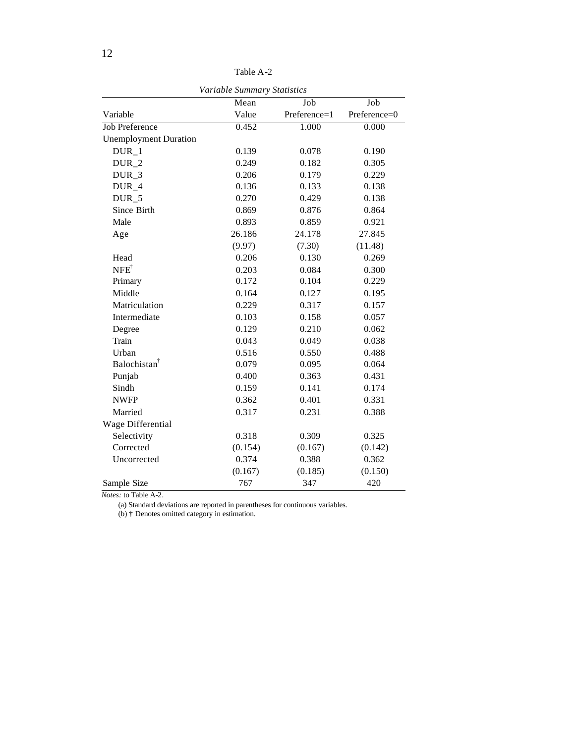Table A-2

*Variable Summary Statistics*

| Variable | Mean Value | Job Preference=1 | Job Preference=0 |
|---|---|---|---|
| Job Preference | 0.452 | 1.000 | 0.000 |
| Unemployment Duration | | | |
| DUR_1 | 0.139 | 0.078 | 0.190 |
| DUR_2 | 0.249 | 0.182 | 0.305 |
| DUR_3 | 0.206 | 0.179 | 0.229 |
| DUR_4 | 0.136 | 0.133 | 0.138 |
| DUR_5 | 0.270 | 0.429 | 0.138 |
| Since Birth | 0.869 | 0.876 | 0.864 |
| Male | 0.893 | 0.859 | 0.921 |
| Age | 26.186 | 24.178 | 27.845 |
| | (9.97) | (7.30) | (11.48) |
| Head | 0.206 | 0.130 | 0.269 |
| NFE† | 0.203 | 0.084 | 0.300 |
| Primary | 0.172 | 0.104 | 0.229 |
| Middle | 0.164 | 0.127 | 0.195 |
| Matriculation | 0.229 | 0.317 | 0.157 |
| Intermediate | 0.103 | 0.158 | 0.057 |
| Degree | 0.129 | 0.210 | 0.062 |
| Train | 0.043 | 0.049 | 0.038 |
| Urban | 0.516 | 0.550 | 0.488 |
| Balochistan† | 0.079 | 0.095 | 0.064 |
| Punjab | 0.400 | 0.363 | 0.431 |
| Sindh | 0.159 | 0.141 | 0.174 |
| NWFP | 0.362 | 0.401 | 0.331 |
| Married | 0.317 | 0.231 | 0.388 |
| Wage Differential | | | |
| Selectivity | 0.318 | 0.309 | 0.325 |
| Corrected | (0.154) | (0.167) | (0.142) |
| Uncorrected | 0.374 | 0.388 | 0.362 |
| | (0.167) | (0.185) | (0.150) |
| Sample Size | 767 | 347 | 420 |

*Notes:* to Table A-2.

(a) Standard deviations are reported in parentheses for continuous variables.

(b) † Denotes omitted category in estimation.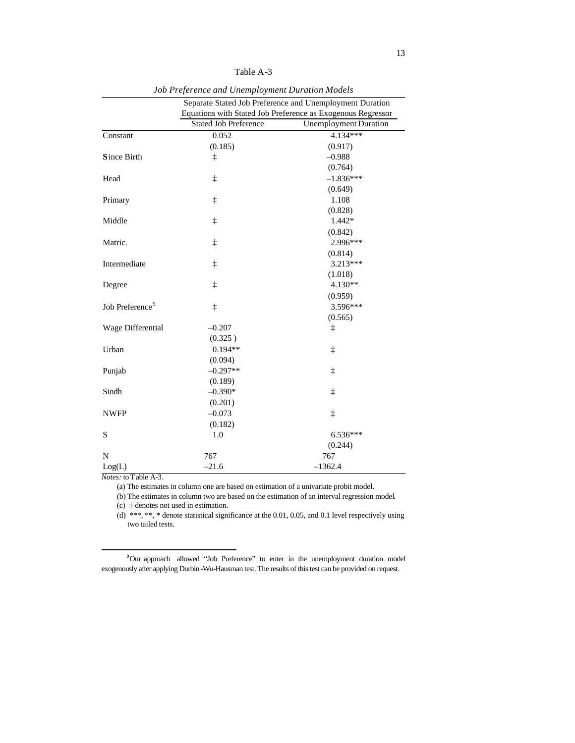Table A-3

*Job Preference and Unemployment Duration Models*

| | Separate Stated Job Preference and Unemployment Duration Equations with Stated Job Preference as Exogenous Regressor | |
|---|---|---|
| | Stated Job Preference | Unemployment Duration |
| Constant | 0.052 | 4.134*** |
| | (0.185) | (0.917) |
| **S**ince Birth | ‡ | –0.988 |
| | | (0.764) |
| Head | ‡ | –1.836*** |
| | | (0.649) |
| Primary | ‡ | 1.108 |
| | | (0.828) |
| Middle | ‡ | 1.442* |
| | | (0.842) |
| Matric. | ‡ | 2.996*** |
| | | (0.814) |
| Intermediate | ‡ | 3.213*** |
| | | (1.018) |
| Degree | ‡ | 4.130** |
| | | (0.959) |
| Job Preference[9] | ‡ | 3.596*** |
| | | (0.565) |
| Wage Differential | –0.207 | ‡ |
| | (0.325 ) | |
| Urban | 0.194** | ‡ |
| | (0.094) | |
| Punjab | –0.297** | ‡ |
| | (0.189) | |
| Sindh | –0.390* | ‡ |
| | (0.201) | |
| NWFP | –0.073 | ‡ |
| | (0.182) | |
| S | 1.0 | 6.536*** |
| | | (0.244) |
| N | 767 | 767 |
| Log(L) | –21.6 | –1362.4 |

*Notes:* to Table A-3.

(a) The estimates in column one are based on estimation of a univariate probit model.

(b) The estimates in column two are based on the estimation of an interval regression model.

(c) ‡ denotes not used in estimation.

(d) ***, **, * denote statistical significance at the 0.01, 0.05, and 0.1 level respectively using two tailed tests.

[9] Our approach allowed "Job Preference" to enter in the unemployment duration model exogenously after applying Durbin-Wu-Hausman test. The results of this test can be provided on request.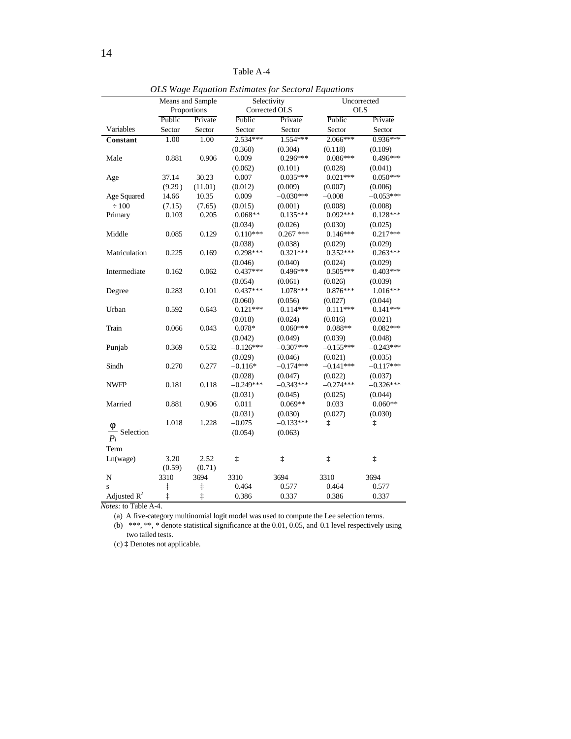Table A-4

*OLS Wage Equation Estimates for Sectoral Equations*

| Variables | Means and Sample Proportions | | Selectivity Corrected OLS | | Uncorrected OLS | |
|---|---|---|---|---|---|---|
| | Public Sector | Private Sector | Public Sector | Private Sector | Public Sector | Private Sector |
| **Constant** | 1.00 | 1.00 | 2.534*** | 1.554*** | 2.066*** | 0.936*** |
| | | | (0.360) | (0.304) | (0.118) | (0.109) |
| Male | 0.881 | 0.906 | 0.009 | 0.296*** | 0.086*** | 0.496*** |
| | | | (0.062) | (0.101) | (0.028) | (0.041) |
| Age | 37.14 | 30.23 | 0.007 | 0.035*** | 0.021*** | 0.050*** |
| | (9.29) | (11.01) | (0.012) | (0.009) | (0.007) | (0.006) |
| Age Squared ÷ 100 | 14.66 | 10.35 | 0.009 | –0.030*** | –0.008 | –0.053*** |
| | (7.15) | (7.65) | (0.015) | (0.001) | (0.008) | (0.008) |
| Primary | 0.103 | 0.205 | 0.068** | 0.135*** | 0.092*** | 0.128*** |
| | | | (0.034) | (0.026) | (0.030) | (0.025) |
| Middle | 0.085 | 0.129 | 0.110*** | 0.267 *** | 0.146*** | 0.217*** |
| | | | (0.038) | (0.038) | (0.029) | (0.029) |
| Matriculation | 0.225 | 0.169 | 0.298*** | 0.321*** | 0.352*** | 0.263*** |
| | | | (0.046) | (0.040) | (0.024) | (0.029) |
| Intermediate | 0.162 | 0.062 | 0.437*** | 0.496*** | 0.505*** | 0.403*** |
| | | | (0.054) | (0.061) | (0.026) | (0.039) |
| Degree | 0.283 | 0.101 | 0.437*** | 1.078*** | 0.876*** | 1.016*** |
| | | | (0.060) | (0.056) | (0.027) | (0.044) |
| Urban | 0.592 | 0.643 | 0.121*** | 0.114*** | 0.111*** | 0.141*** |
| | | | (0.018) | (0.024) | (0.016) | (0.021) |
| Train | 0.066 | 0.043 | 0.078* | 0.060*** | 0.088** | 0.082*** |
| | | | (0.042) | (0.049) | (0.039) | (0.048) |
| Punjab | 0.369 | 0.532 | –0.126*** | –0.307*** | –0.155*** | –0.243*** |
| | | | (0.029) | (0.046) | (0.021) | (0.035) |
| Sindh | 0.270 | 0.277 | –0.116* | –0.174*** | –0.141*** | –0.117*** |
| | | | (0.028) | (0.047) | (0.022) | (0.037) |
| NWFP | 0.181 | 0.118 | –0.249*** | –0.343*** | –0.274*** | –0.326*** |
| | | | (0.031) | (0.045) | (0.025) | (0.044) |
| Married | 0.881 | 0.906 | 0.011 | 0.069** | 0.033 | 0.060** |
| | | | (0.031) | (0.030) | (0.027) | (0.030) |
| $\frac{\phi}{P_i}$ Selection Term | 1.018 | 1.228 | –0.075 | –0.133*** | ‡ | ‡ |
| | | | (0.054) | (0.063) | | |
| Ln(wage) | 3.20 | 2.52 | ‡ | ‡ | ‡ | ‡ |
| | (0.59) | (0.71) | | | | |
| N | 3310 | 3694 | 3310 | 3694 | 3310 | 3694 |
| s | ‡ | ‡ | 0.464 | 0.577 | 0.464 | 0.577 |
| Adjusted $R^2$ | ‡ | ‡ | 0.386 | 0.337 | 0.386 | 0.337 |

*Notes:* to Table A-4.

(a) A five-category multinomial logit model was used to compute the Lee selection terms.

(b) ***, **, * denote statistical significance at the 0.01, 0.05, and 0.1 level respectively using two tailed tests.

(c) ‡ Denotes not applicable.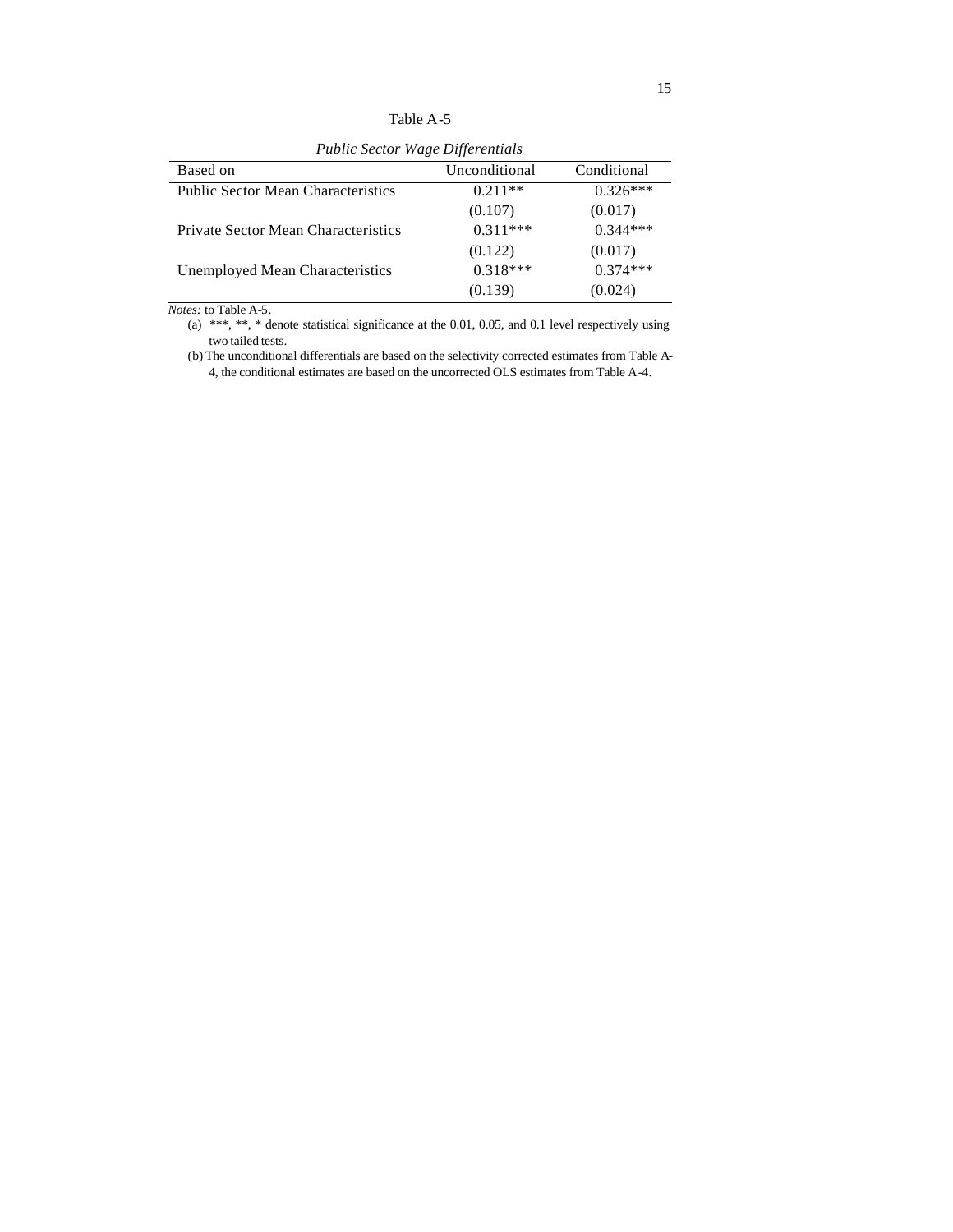Table A-5

*Public Sector Wage Differentials*

| Based on | Unconditional | Conditional |
|---|---|---|
| Public Sector Mean Characteristics | 0.211** | 0.326*** |
| | (0.107) | (0.017) |
| Private Sector Mean Characteristics | 0.311*** | 0.344*** |
| | (0.122) | (0.017) |
| Unemployed Mean Characteristics | 0.318*** | 0.374*** |
| | (0.139) | (0.024) |

*Notes:* to Table A-5.

(a) ***, **, * denote statistical significance at the 0.01, 0.05, and 0.1 level respectively using two tailed tests.

(b) The unconditional differentials are based on the selectivity corrected estimates from Table A-4, the conditional estimates are based on the uncorrected OLS estimates from Table A-4.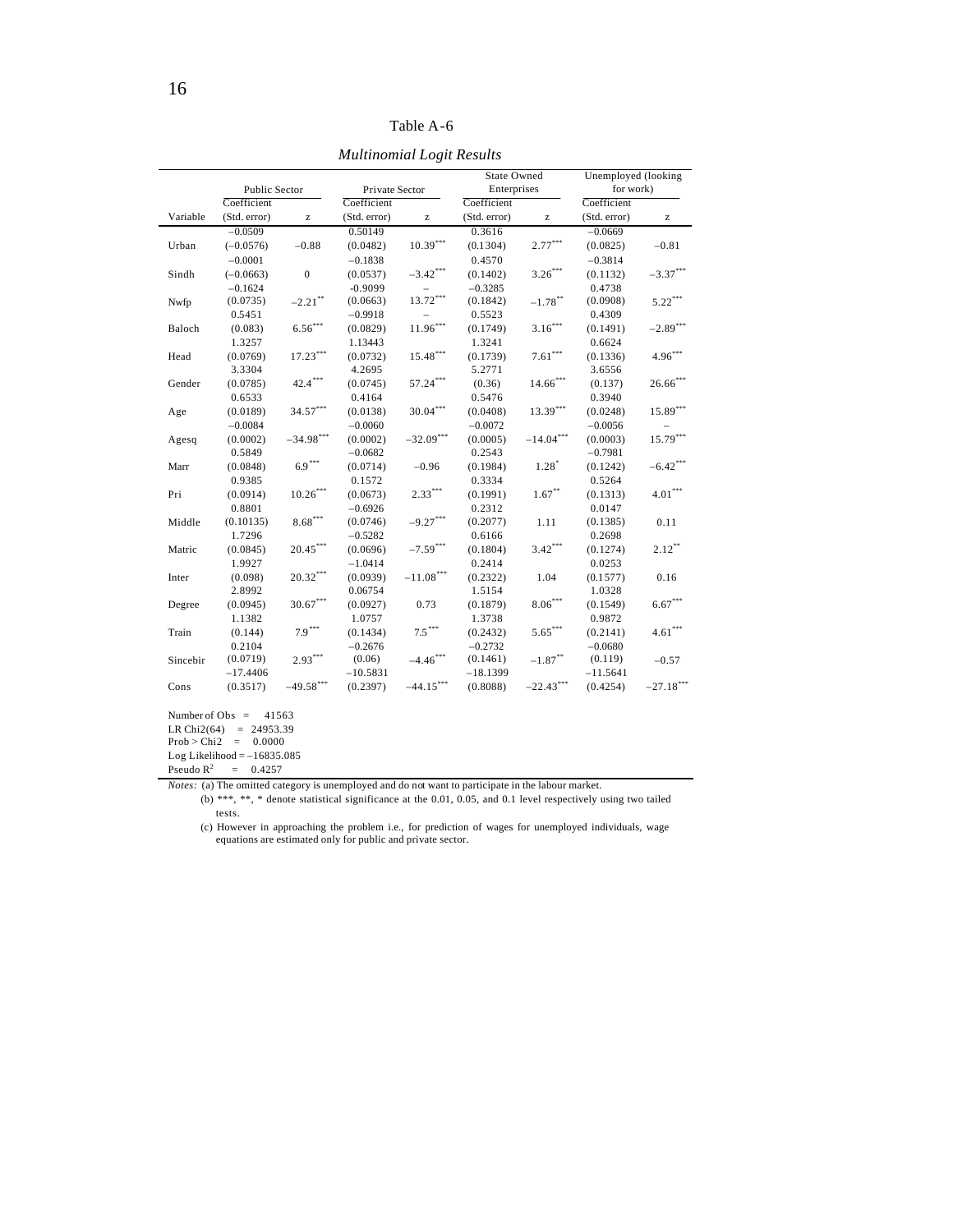Table A-6

*Multinomial Logit Results*

| Variable | Public Sector | | Private Sector | | State Owned Enterprises | | Unemployed (looking for work) | |
|---|---|---|---|---|---|---|---|---|
| | Coefficient (Std. error) | z | Coefficient (Std. error) | z | Coefficient (Std. error) | z | Coefficient (Std. error) | z |
| Urban | −0.0509 (−0.0576) | −0.88 | 0.50149 (0.0482) | 10.39*** | 0.3616 (0.1304) | 2.77*** | −0.0669 (0.0825) | −0.81 |
| Sindh | −0.0001 (−0.0663) | 0 | −0.1838 (0.0537) | −3.42*** | 0.4570 (0.1402) | 3.26*** | −0.3814 (0.1132) | −3.37*** |
| Nwfp | −0.1624 (0.0735) | −2.21** | -0.9099 (0.0663) | – 13.72*** | −0.3285 (0.1842) | −1.78** | 0.4738 (0.0908) | 5.22*** |
| Baloch | 0.5451 (0.083) | 6.56*** | −0.9918 (0.0829) | – 11.96*** | 0.5523 (0.1749) | 3.16*** | 0.4309 (0.1491) | −2.89*** |
| Head | 1.3257 (0.0769) | 17.23*** | 1.13443 (0.0732) | 15.48*** | 1.3241 (0.1739) | 7.61*** | 0.6624 (0.1336) | 4.96*** |
| Gender | 3.3304 (0.0785) | 42.4*** | 4.2695 (0.0745) | 57.24*** | 5.2771 (0.36) | 14.66*** | 3.6556 (0.137) | 26.66*** |
| Age | 0.6533 (0.0189) | 34.57*** | 0.4164 (0.0138) | 30.04*** | 0.5476 (0.0408) | 13.39*** | 0.3940 (0.0248) | 15.89*** |
| Agesq | −0.0084 (0.0002) | −34.98*** | −0.0060 (0.0002) | −32.09*** | −0.0072 (0.0005) | −14.04*** | −0.0056 (0.0003) | – 15.79*** |
| Marr | 0.5849 (0.0848) | 6.9*** | −0.0682 (0.0714) | −0.96 | 0.2543 (0.1984) | 1.28* | −0.7981 (0.1242) | −6.42*** |
| Pri | 0.9385 (0.0914) | 10.26*** | 0.1572 (0.0673) | 2.33*** | 0.3334 (0.1991) | 1.67** | 0.5264 (0.1313) | 4.01*** |
| Middle | 0.8801 (0.10135) | 8.68*** | −0.6926 (0.0746) | −9.27*** | 0.2312 (0.2077) | 1.11 | 0.0147 (0.1385) | 0.11 |
| Matric | 1.7296 (0.0845) | 20.45*** | −0.5282 (0.0696) | −7.59*** | 0.6166 (0.1804) | 3.42*** | 0.2698 (0.1274) | 2.12** |
| Inter | 1.9927 (0.098) | 20.32*** | −1.0414 (0.0939) | −11.08*** | 0.2414 (0.2322) | 1.04 | 0.0253 (0.1577) | 0.16 |
| Degree | 2.8992 (0.0945) | 30.67*** | 0.06754 (0.0927) | 0.73 | 1.5154 (0.1879) | 8.06*** | 1.0328 (0.1549) | 6.67*** |
| Train | 1.1382 (0.144) | 7.9*** | 1.0757 (0.1434) | 7.5*** | 1.3738 (0.2432) | 5.65*** | 0.9872 (0.2141) | 4.61*** |
| Sincebir | 0.2104 (0.0719) | 2.93*** | −0.2676 (0.06) | −4.46*** | −0.2732 (0.1461) | −1.87** | −0.0680 (0.119) | −0.57 |
| Cons | −17.4406 (0.3517) | −49.58*** | −10.5831 (0.2397) | −44.15*** | −18.1399 (0.8088) | −22.43*** | −11.5641 (0.4254) | −27.18*** |

Number of Obs = 41563
LR Chi2(64) = 24953.39
Prob > Chi2 = 0.0000
Log Likelihood = −16835.085
Pseudo $R^2$ = 0.4257

*Notes:* (a) The omitted category is unemployed and do not want to participate in the labour market.

(b) ***, **, * denote statistical significance at the 0.01, 0.05, and 0.1 level respectively using two tailed tests.

(c) However in approaching the problem i.e., for prediction of wages for unemployed individuals, wage equations are estimated only for public and private sector.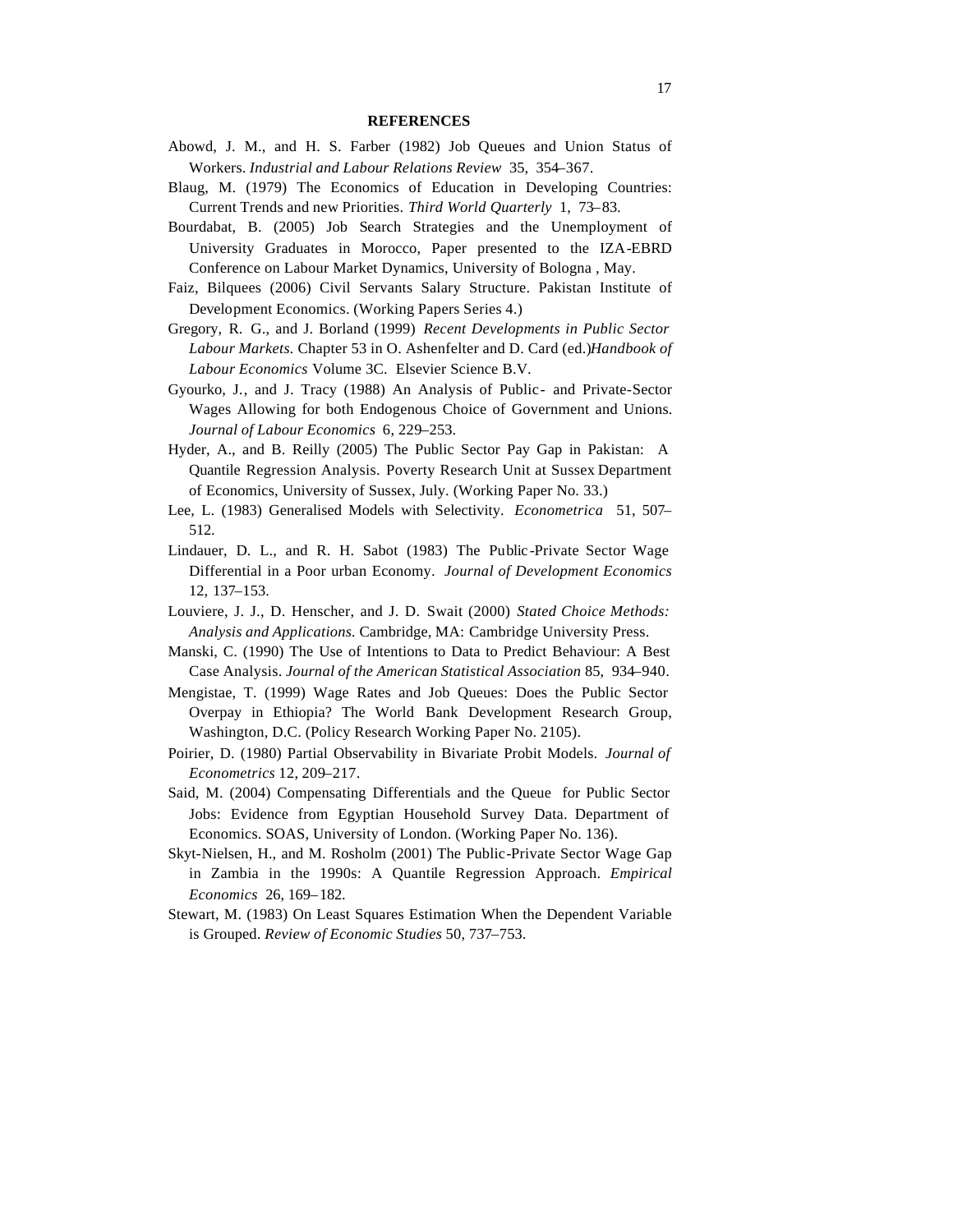## REFERENCES

Abowd, J. M., and H. S. Farber (1982) Job Queues and Union Status of Workers. *Industrial and Labour Relations Review* 35, 354–367.

Blaug, M. (1979) The Economics of Education in Developing Countries: Current Trends and new Priorities. *Third World Quarterly* 1, 73–83.

Bourdabat, B. (2005) Job Search Strategies and the Unemployment of University Graduates in Morocco, Paper presented to the IZA-EBRD Conference on Labour Market Dynamics, University of Bologna , May.

Faiz, Bilquees (2006) Civil Servants Salary Structure. Pakistan Institute of Development Economics. (Working Papers Series 4.)

Gregory, R. G., and J. Borland (1999) *Recent Developments in Public Sector Labour Markets.* Chapter 53 in O. Ashenfelter and D. Card (ed.)*Handbook of Labour Economics* Volume 3C. Elsevier Science B.V.

Gyourko, J., and J. Tracy (1988) An Analysis of Public- and Private-Sector Wages Allowing for both Endogenous Choice of Government and Unions. *Journal of Labour Economics* 6, 229–253.

Hyder, A., and B. Reilly (2005) The Public Sector Pay Gap in Pakistan: A Quantile Regression Analysis. Poverty Research Unit at Sussex Department of Economics, University of Sussex, July. (Working Paper No. 33.)

Lee, L. (1983) Generalised Models with Selectivity. *Econometrica* 51, 507–512.

Lindauer, D. L., and R. H. Sabot (1983) The Public-Private Sector Wage Differential in a Poor urban Economy. *Journal of Development Economics* 12, 137–153.

Louviere, J. J., D. Henscher, and J. D. Swait (2000) *Stated Choice Methods: Analysis and Applications.* Cambridge, MA: Cambridge University Press.

Manski, C. (1990) The Use of Intentions to Data to Predict Behaviour: A Best Case Analysis. *Journal of the American Statistical Association* 85, 934–940.

Mengistae, T. (1999) Wage Rates and Job Queues: Does the Public Sector Overpay in Ethiopia? The World Bank Development Research Group, Washington, D.C. (Policy Research Working Paper No. 2105).

Poirier, D. (1980) Partial Observability in Bivariate Probit Models. *Journal of Econometrics* 12, 209–217.

Said, M. (2004) Compensating Differentials and the Queue for Public Sector Jobs: Evidence from Egyptian Household Survey Data. Department of Economics. SOAS, University of London. (Working Paper No. 136).

Skyt-Nielsen, H., and M. Rosholm (2001) The Public-Private Sector Wage Gap in Zambia in the 1990s: A Quantile Regression Approach. *Empirical Economics* 26, 169–182.

Stewart, M. (1983) On Least Squares Estimation When the Dependent Variable is Grouped. *Review of Economic Studies* 50, 737–753.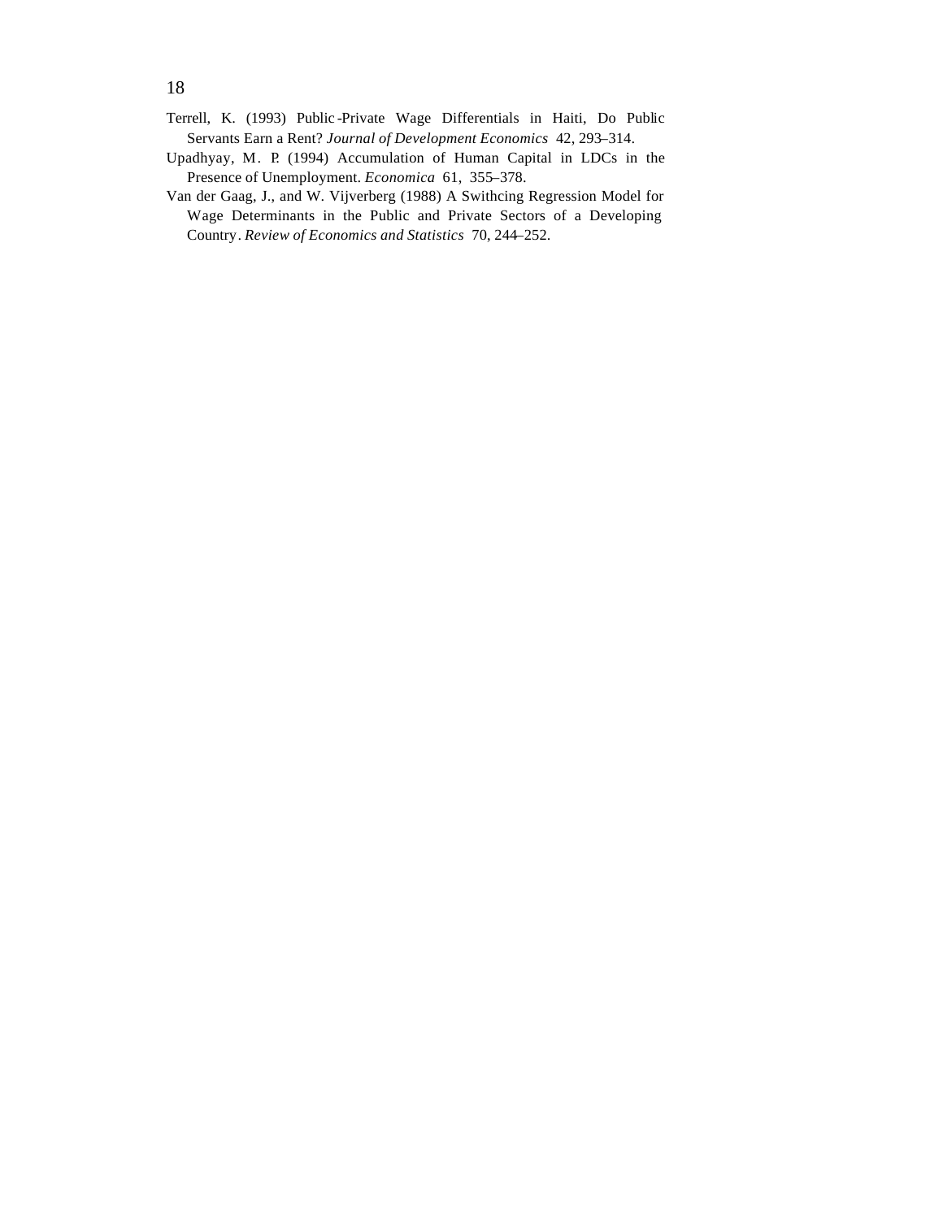Terrell, K. (1993) Public-Private Wage Differentials in Haiti, Do Public Servants Earn a Rent? *Journal of Development Economics* 42, 293–314.

Upadhyay, M. P. (1994) Accumulation of Human Capital in LDCs in the Presence of Unemployment. *Economica* 61, 355–378.

Van der Gaag, J., and W. Vijverberg (1988) A Swithcing Regression Model for Wage Determinants in the Public and Private Sectors of a Developing Country. *Review of Economics and Statistics* 70, 244–252.